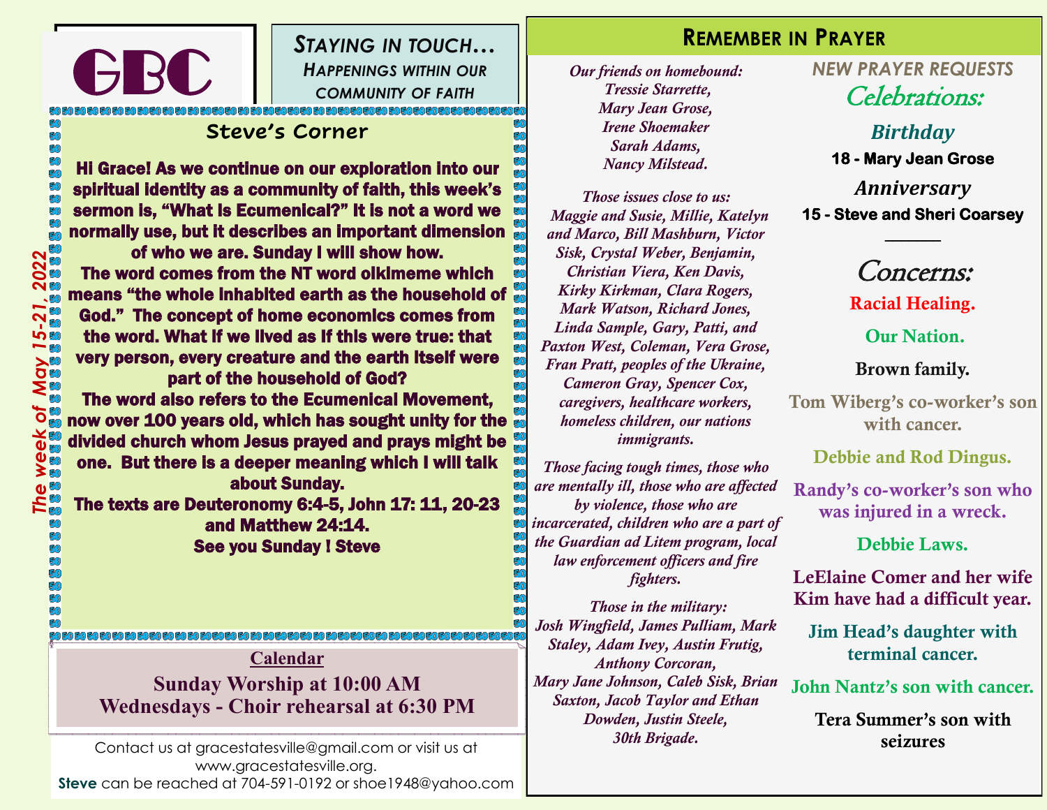# GBC

## *Staying in touch…*
### *Happenings within our community of faith*

*The week of May 15-21, 2022*

## Steve's Corner

**Hi Grace! As we continue on our exploration into our spiritual identity as a community of faith, this week's sermon is, "What is Ecumenical?" It is not a word we normally use, but it describes an important dimension of who we are. Sunday I will show how.**

**The word comes from the NT word oikimeme which means "the whole inhabited earth as the household of God." The concept of home economics comes from the word. What if we lived as if this were true: that very person, every creature and the earth itself were part of the household of God?**

**The word also refers to the Ecumenical Movement, now over 100 years old, which has sought unity for the divided church whom Jesus prayed and prays might be one. But there is a deeper meaning which I will talk about Sunday.**

**The texts are Deuteronomy 6:4-5, John 17: 11, 20-23 and Matthew 24:14.**

**See you Sunday ! Steve**

## Calendar

**Sunday Worship at 10:00 AM**
**Wednesdays - Choir rehearsal at 6:30 PM**

Contact us at gracestatesville@gmail.com or visit us at www.gracestatesville.org.
**Steve** can be reached at 704-591-0192 or shoe1948@yahoo.com

## Remember in Prayer

*Our friends on homebound:*
*Tressie Starrette, Mary Jean Grose, Irene Shoemaker Sarah Adams, Nancy Milstead.*

*Those issues close to us:*
*Maggie and Susie, Millie, Katelyn and Marco, Bill Mashburn, Victor Sisk, Crystal Weber, Benjamin, Christian Viera, Ken Davis, Kirky Kirkman, Clara Rogers, Mark Watson, Richard Jones, Linda Sample, Gary, Patti, and Paxton West, Coleman, Vera Grose, Fran Pratt, peoples of the Ukraine, Cameron Gray, Spencer Cox, caregivers, healthcare workers, homeless children, our nations immigrants.*

*Those facing tough times, those who are mentally ill, those who are affected by violence, those who are incarcerated, children who are a part of the Guardian ad Litem program, local law enforcement officers and fire fighters.*

*Those in the military:*
*Josh Wingfield, James Pulliam, Mark Staley, Adam Ivey, Austin Frutig, Anthony Corcoran, Mary Jane Johnson, Caleb Sisk, Brian Saxton, Jacob Taylor and Ethan Dowden, Justin Steele, 30th Brigade.*

### *New Prayer Requests*

### *Celebrations:*

*Birthday*
**18 - Mary Jean Grose**

*Anniversary*
**15 - Steve and Sheri Coarsey**

### *Concerns:*

**Racial Healing.**

**Our Nation.**

**Brown family.**

**Tom Wiberg's co-worker's son with cancer.**

**Debbie and Rod Dingus.**

**Randy's co-worker's son who was injured in a wreck.**

**Debbie Laws.**

**LeElaine Comer and her wife Kim have had a difficult year.**

**Jim Head's daughter with terminal cancer.**

**John Nantz's son with cancer.**

**Tera Summer's son with seizures**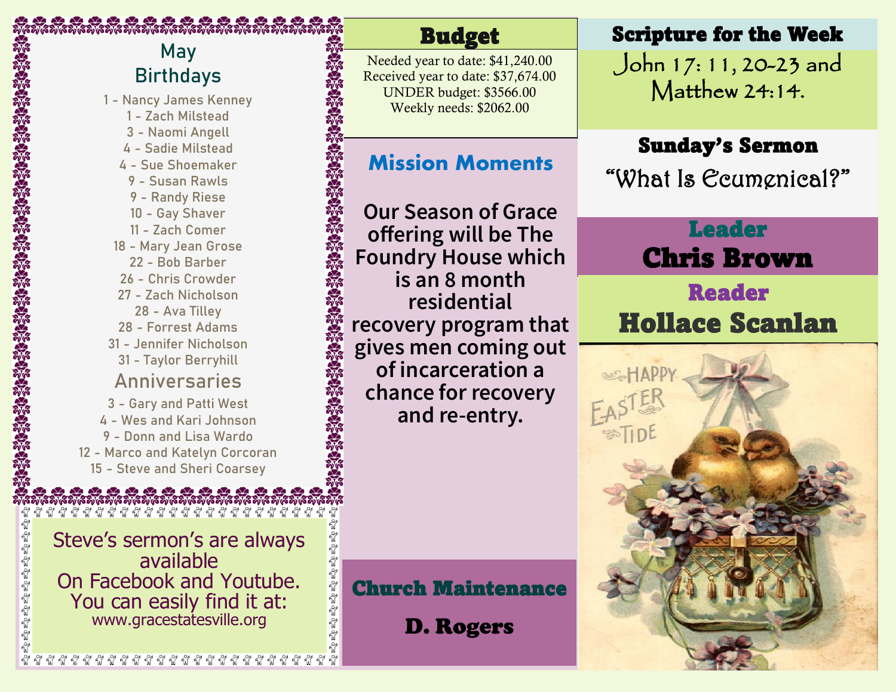## May

## Birthdays

1 - Nancy James Kenney
1 - Zach Milstead
3 - Naomi Angell
4 - Sadie Milstead
4 - Sue Shoemaker
9 - Susan Rawls
9 - Randy Riese
10 - Gay Shaver
11 - Zach Comer
18 - Mary Jean Grose
22 - Bob Barber
26 - Chris Crowder
27 - Zach Nicholson
28 - Ava Tilley
28 - Forrest Adams
31 - Jennifer Nicholson
31 - Taylor Berryhill

## Anniversaries

3 - Gary and Patti West
4 - Wes and Kari Johnson
9 - Donn and Lisa Wardo
12 - Marco and Katelyn Corcoran
15 - Steve and Sheri Coarsey

Steve's sermon's are always available
On Facebook and Youtube.
You can easily find it at:
www.gracestatesville.org

## Budget

Needed year to date: $41,240.00
Received year to date: $37,674.00
UNDER budget: $3566.00
Weekly needs: $2062.00

## Mission Moments

**Our Season of Grace offering will be The Foundry House which is an 8 month residential recovery program that gives men coming out of incarceration a chance for recovery and re-entry.**

## Church Maintenance

**D. Rogers**

## Scripture for the Week

John 17: 11, 20-23 and Matthew 24:14.

## Sunday's Sermon

"What Is Ecumenical?"

## Leader

**Chris Brown**

## Reader

**Hollace Scanlan**

HAPPY EASTER TIDE